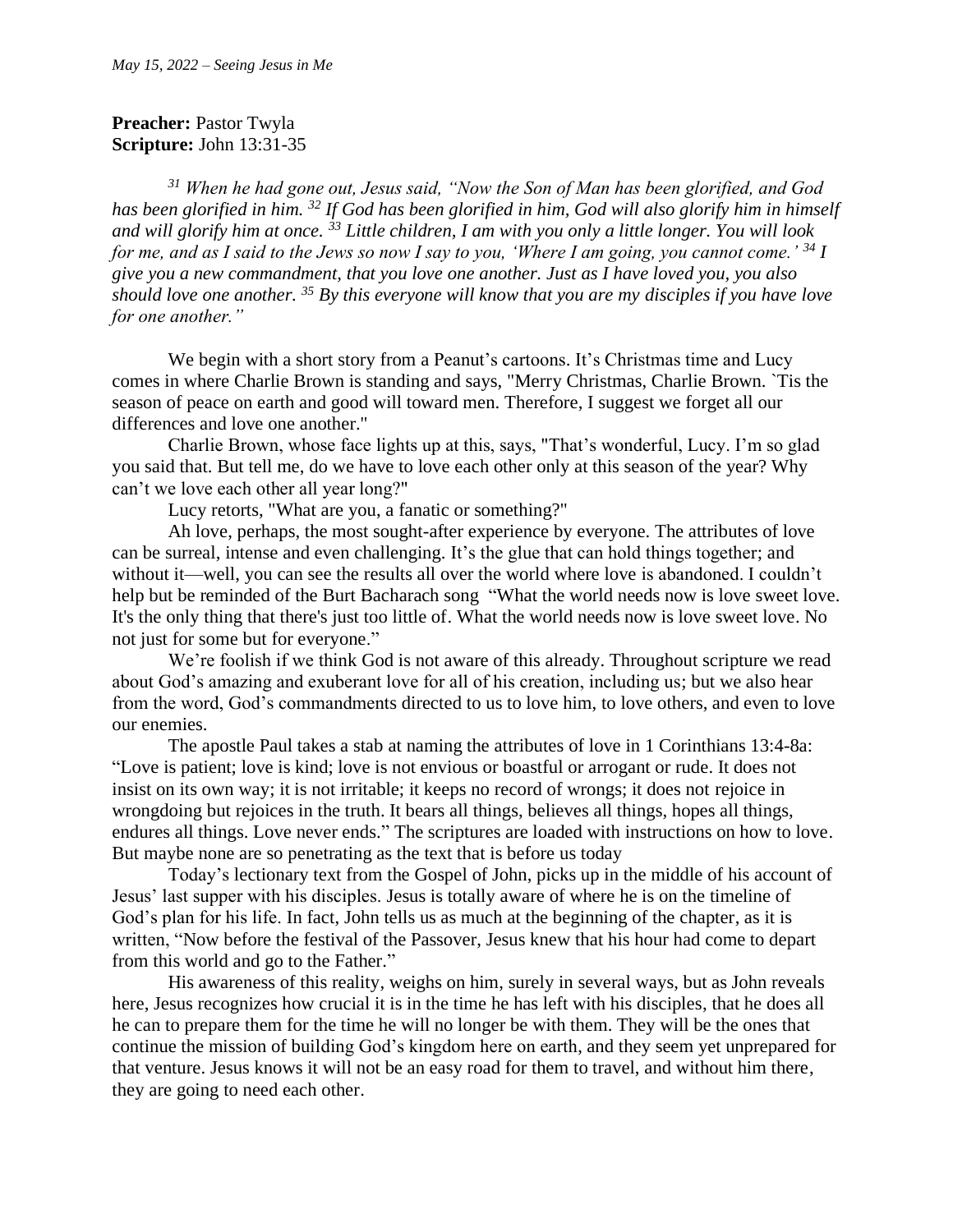*May 15, 2022 – Seeing Jesus in Me*

**Preacher:** Pastor Twyla
**Scripture:** John 13:31-35

*[31] When he had gone out, Jesus said, "Now the Son of Man has been glorified, and God has been glorified in him. [32] If God has been glorified in him, God will also glorify him in himself and will glorify him at once. [33] Little children, I am with you only a little longer. You will look for me, and as I said to the Jews so now I say to you, 'Where I am going, you cannot come.' [34] I give you a new commandment, that you love one another. Just as I have loved you, you also should love one another. [35] By this everyone will know that you are my disciples if you have love for one another."*

We begin with a short story from a Peanut's cartoons. It's Christmas time and Lucy comes in where Charlie Brown is standing and says, "Merry Christmas, Charlie Brown. `Tis the season of peace on earth and good will toward men. Therefore, I suggest we forget all our differences and love one another."

Charlie Brown, whose face lights up at this, says, "That's wonderful, Lucy. I'm so glad you said that. But tell me, do we have to love each other only at this season of the year? Why can't we love each other all year long?"

Lucy retorts, "What are you, a fanatic or something?"

Ah love, perhaps, the most sought-after experience by everyone. The attributes of love can be surreal, intense and even challenging. It's the glue that can hold things together; and without it—well, you can see the results all over the world where love is abandoned. I couldn't help but be reminded of the Burt Bacharach song "What the world needs now is love sweet love. It's the only thing that there's just too little of. What the world needs now is love sweet love. No not just for some but for everyone."

We're foolish if we think God is not aware of this already. Throughout scripture we read about God's amazing and exuberant love for all of his creation, including us; but we also hear from the word, God's commandments directed to us to love him, to love others, and even to love our enemies.

The apostle Paul takes a stab at naming the attributes of love in 1 Corinthians 13:4-8a: "Love is patient; love is kind; love is not envious or boastful or arrogant or rude. It does not insist on its own way; it is not irritable; it keeps no record of wrongs; it does not rejoice in wrongdoing but rejoices in the truth. It bears all things, believes all things, hopes all things, endures all things. Love never ends." The scriptures are loaded with instructions on how to love. But maybe none are so penetrating as the text that is before us today

Today's lectionary text from the Gospel of John, picks up in the middle of his account of Jesus' last supper with his disciples. Jesus is totally aware of where he is on the timeline of God's plan for his life. In fact, John tells us as much at the beginning of the chapter, as it is written, "Now before the festival of the Passover, Jesus knew that his hour had come to depart from this world and go to the Father."

His awareness of this reality, weighs on him, surely in several ways, but as John reveals here, Jesus recognizes how crucial it is in the time he has left with his disciples, that he does all he can to prepare them for the time he will no longer be with them. They will be the ones that continue the mission of building God's kingdom here on earth, and they seem yet unprepared for that venture. Jesus knows it will not be an easy road for them to travel, and without him there, they are going to need each other.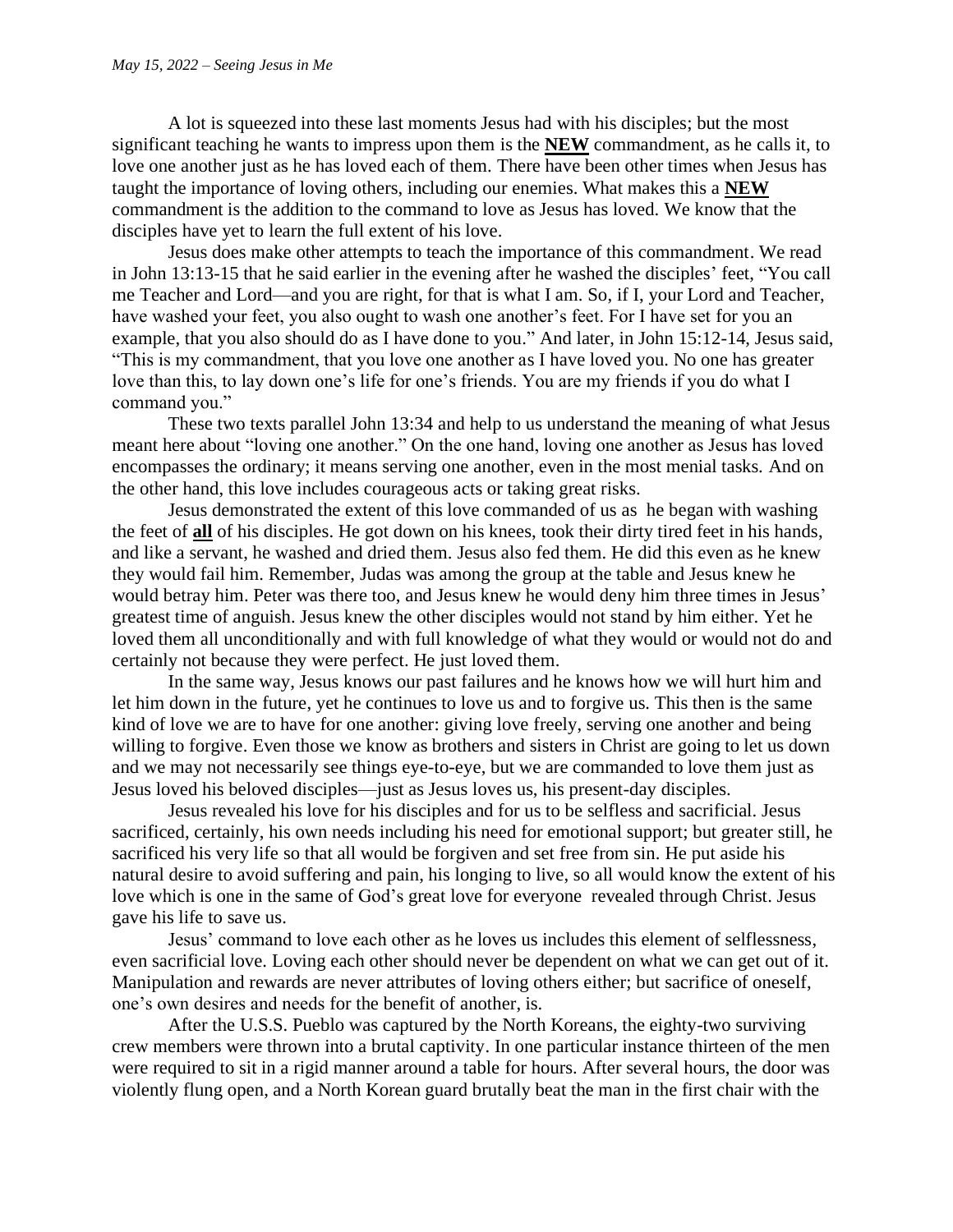A lot is squeezed into these last moments Jesus had with his disciples; but the most significant teaching he wants to impress upon them is the **NEW** commandment, as he calls it, to love one another just as he has loved each of them. There have been other times when Jesus has taught the importance of loving others, including our enemies. What makes this a **NEW** commandment is the addition to the command to love as Jesus has loved. We know that the disciples have yet to learn the full extent of his love.

Jesus does make other attempts to teach the importance of this commandment. We read in John 13:13-15 that he said earlier in the evening after he washed the disciples' feet, "You call me Teacher and Lord—and you are right, for that is what I am. So, if I, your Lord and Teacher, have washed your feet, you also ought to wash one another's feet. For I have set for you an example, that you also should do as I have done to you." And later, in John 15:12-14, Jesus said, "This is my commandment, that you love one another as I have loved you. No one has greater love than this, to lay down one's life for one's friends. You are my friends if you do what I command you."

These two texts parallel John 13:34 and help to us understand the meaning of what Jesus meant here about "loving one another." On the one hand, loving one another as Jesus has loved encompasses the ordinary; it means serving one another, even in the most menial tasks. And on the other hand, this love includes courageous acts or taking great risks.

Jesus demonstrated the extent of this love commanded of us as he began with washing the feet of **all** of his disciples. He got down on his knees, took their dirty tired feet in his hands, and like a servant, he washed and dried them. Jesus also fed them. He did this even as he knew they would fail him. Remember, Judas was among the group at the table and Jesus knew he would betray him. Peter was there too, and Jesus knew he would deny him three times in Jesus' greatest time of anguish. Jesus knew the other disciples would not stand by him either. Yet he loved them all unconditionally and with full knowledge of what they would or would not do and certainly not because they were perfect. He just loved them.

In the same way, Jesus knows our past failures and he knows how we will hurt him and let him down in the future, yet he continues to love us and to forgive us. This then is the same kind of love we are to have for one another: giving love freely, serving one another and being willing to forgive. Even those we know as brothers and sisters in Christ are going to let us down and we may not necessarily see things eye-to-eye, but we are commanded to love them just as Jesus loved his beloved disciples—just as Jesus loves us, his present-day disciples.

Jesus revealed his love for his disciples and for us to be selfless and sacrificial. Jesus sacrificed, certainly, his own needs including his need for emotional support; but greater still, he sacrificed his very life so that all would be forgiven and set free from sin. He put aside his natural desire to avoid suffering and pain, his longing to live, so all would know the extent of his love which is one in the same of God's great love for everyone revealed through Christ. Jesus gave his life to save us.

Jesus' command to love each other as he loves us includes this element of selflessness, even sacrificial love. Loving each other should never be dependent on what we can get out of it. Manipulation and rewards are never attributes of loving others either; but sacrifice of oneself, one's own desires and needs for the benefit of another, is.

After the U.S.S. Pueblo was captured by the North Koreans, the eighty-two surviving crew members were thrown into a brutal captivity. In one particular instance thirteen of the men were required to sit in a rigid manner around a table for hours. After several hours, the door was violently flung open, and a North Korean guard brutally beat the man in the first chair with the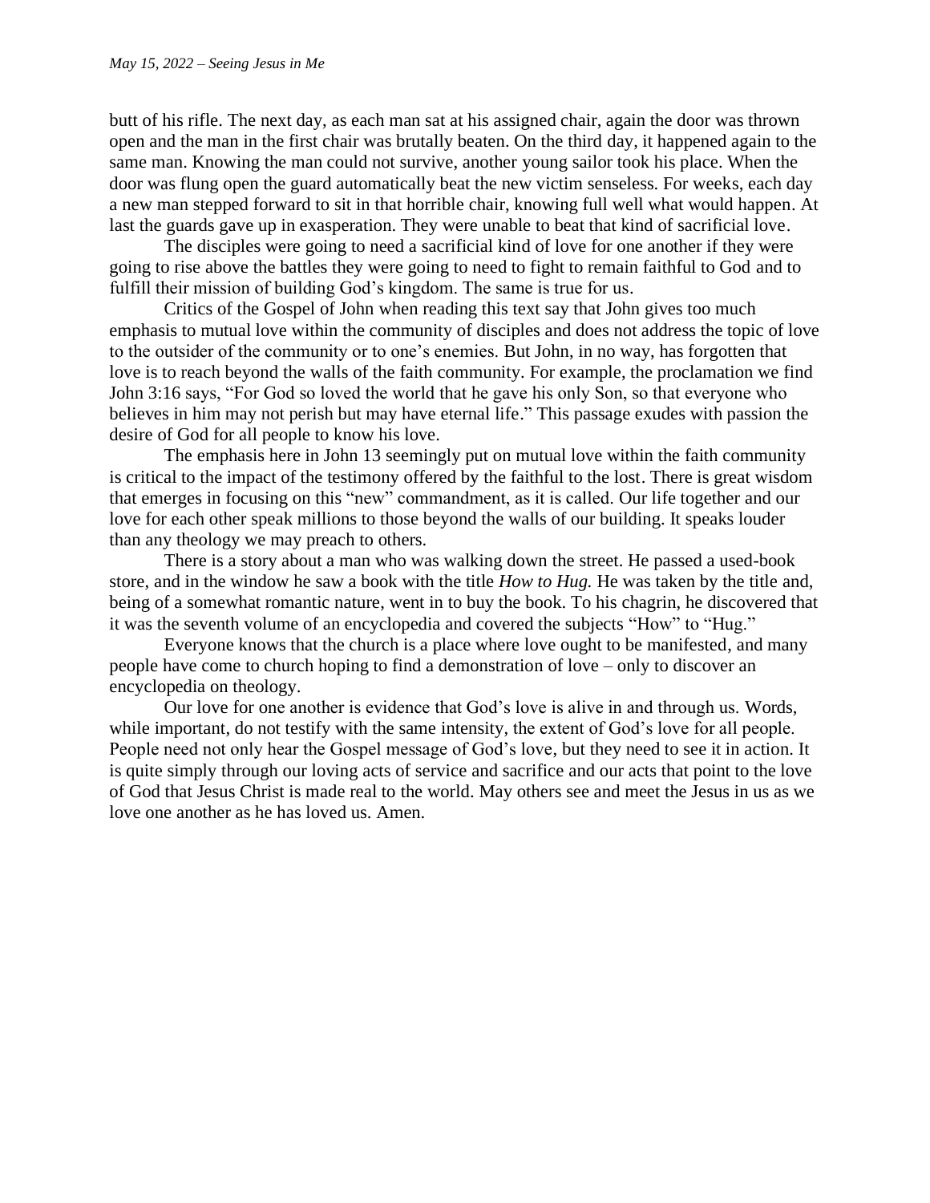butt of his rifle. The next day, as each man sat at his assigned chair, again the door was thrown open and the man in the first chair was brutally beaten. On the third day, it happened again to the same man. Knowing the man could not survive, another young sailor took his place. When the door was flung open the guard automatically beat the new victim senseless. For weeks, each day a new man stepped forward to sit in that horrible chair, knowing full well what would happen. At last the guards gave up in exasperation. They were unable to beat that kind of sacrificial love.

The disciples were going to need a sacrificial kind of love for one another if they were going to rise above the battles they were going to need to fight to remain faithful to God and to fulfill their mission of building God's kingdom. The same is true for us.

Critics of the Gospel of John when reading this text say that John gives too much emphasis to mutual love within the community of disciples and does not address the topic of love to the outsider of the community or to one's enemies. But John, in no way, has forgotten that love is to reach beyond the walls of the faith community. For example, the proclamation we find John 3:16 says, "For God so loved the world that he gave his only Son, so that everyone who believes in him may not perish but may have eternal life." This passage exudes with passion the desire of God for all people to know his love.

The emphasis here in John 13 seemingly put on mutual love within the faith community is critical to the impact of the testimony offered by the faithful to the lost. There is great wisdom that emerges in focusing on this "new" commandment, as it is called. Our life together and our love for each other speak millions to those beyond the walls of our building. It speaks louder than any theology we may preach to others.

There is a story about a man who was walking down the street. He passed a used-book store, and in the window he saw a book with the title *How to Hug.* He was taken by the title and, being of a somewhat romantic nature, went in to buy the book. To his chagrin, he discovered that it was the seventh volume of an encyclopedia and covered the subjects "How" to "Hug."

Everyone knows that the church is a place where love ought to be manifested, and many people have come to church hoping to find a demonstration of love – only to discover an encyclopedia on theology.

Our love for one another is evidence that God's love is alive in and through us. Words, while important, do not testify with the same intensity, the extent of God's love for all people. People need not only hear the Gospel message of God's love, but they need to see it in action. It is quite simply through our loving acts of service and sacrifice and our acts that point to the love of God that Jesus Christ is made real to the world. May others see and meet the Jesus in us as we love one another as he has loved us. Amen.